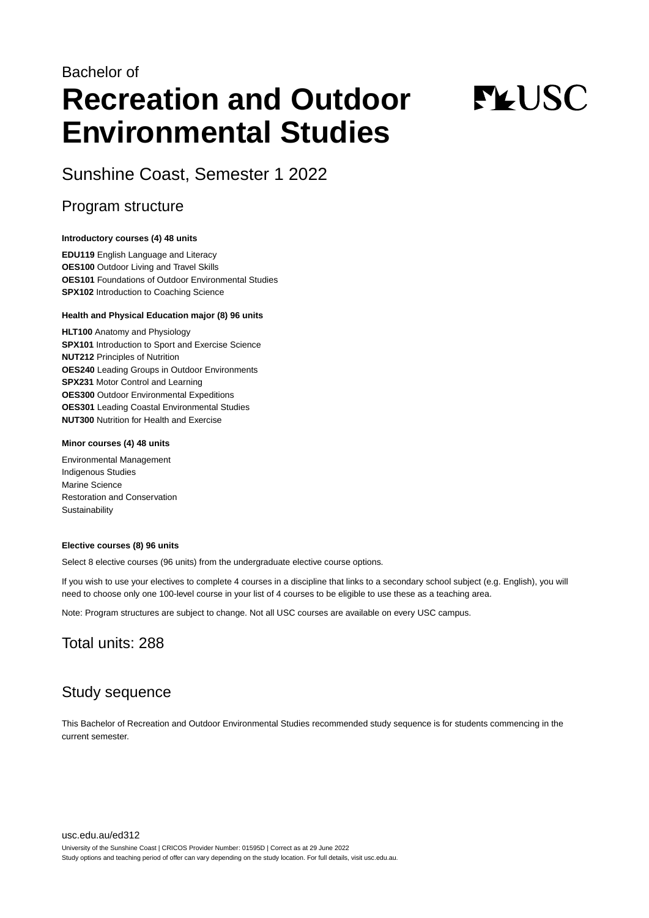Bachelor of

# Recreation and Outdoor Environmental Studies

## Sunshine Coast, Semester 1 2022

## Program structure

**Introductory courses (4) 48 units**

**EDU119** English Language and Literacy
**OES100** Outdoor Living and Travel Skills
**OES101** Foundations of Outdoor Environmental Studies
**SPX102** Introduction to Coaching Science

**Health and Physical Education major (8) 96 units**

**HLT100** Anatomy and Physiology
**SPX101** Introduction to Sport and Exercise Science
**NUT212** Principles of Nutrition
**OES240** Leading Groups in Outdoor Environments
**SPX231** Motor Control and Learning
**OES300** Outdoor Environmental Expeditions
**OES301** Leading Coastal Environmental Studies
**NUT300** Nutrition for Health and Exercise

**Minor courses (4) 48 units**

Environmental Management
Indigenous Studies
Marine Science
Restoration and Conservation
Sustainability

**Elective courses (8) 96 units**

Select 8 elective courses (96 units) from the undergraduate elective course options.

If you wish to use your electives to complete 4 courses in a discipline that links to a secondary school subject (e.g. English), you will need to choose only one 100-level course in your list of 4 courses to be eligible to use these as a teaching area.

Note: Program structures are subject to change. Not all USC courses are available on every USC campus.

## Total units: 288

## Study sequence

This Bachelor of Recreation and Outdoor Environmental Studies recommended study sequence is for students commencing in the current semester.

usc.edu.au/ed312

University of the Sunshine Coast | CRICOS Provider Number: 01595D | Correct as at 29 June 2022
Study options and teaching period of offer can vary depending on the study location. For full details, visit usc.edu.au.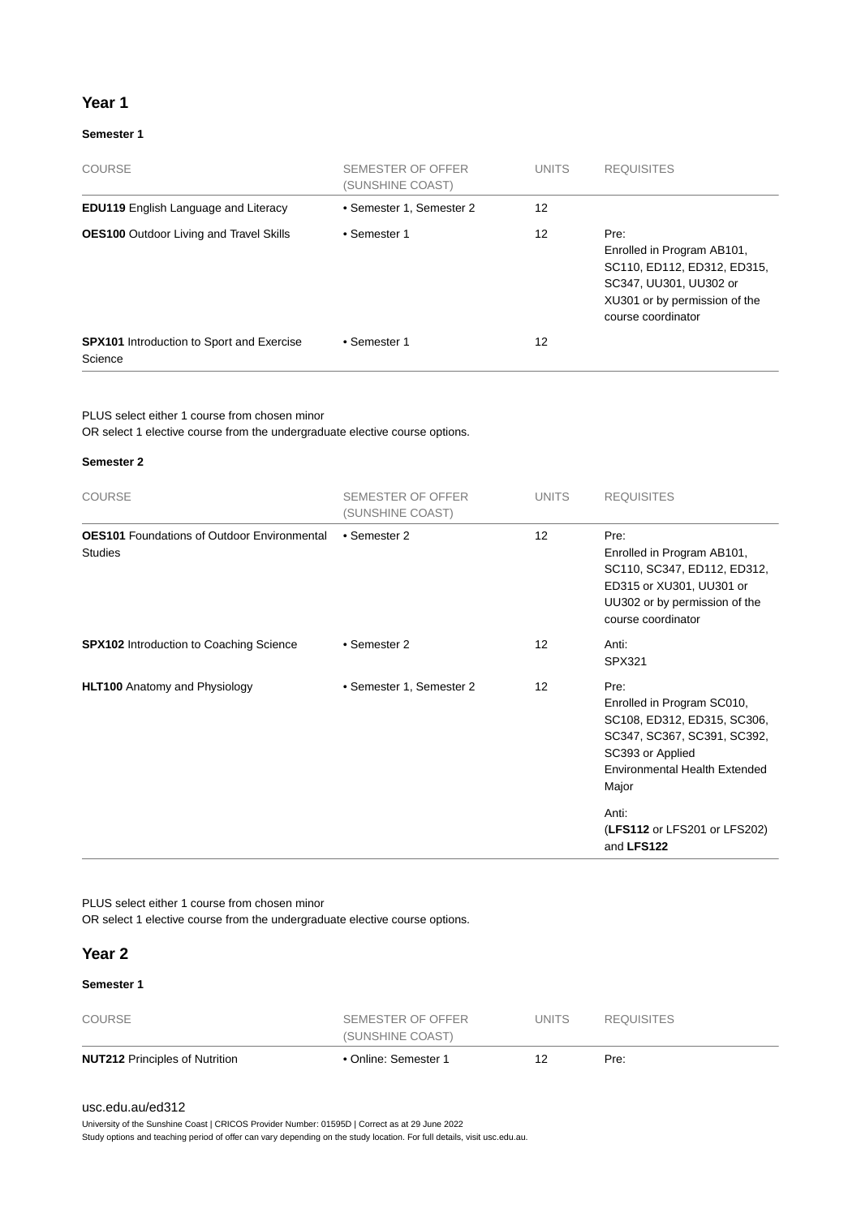## Year 1

### Semester 1

| COURSE | SEMESTER OF OFFER (SUNSHINE COAST) | UNITS | REQUISITES |
|---|---|---|---|
| **EDU119** English Language and Literacy | • Semester 1, Semester 2 | 12 | |
| **OES100** Outdoor Living and Travel Skills | • Semester 1 | 12 | Pre: Enrolled in Program AB101, SC110, ED112, ED312, ED315, SC347, UU301, UU302 or XU301 or by permission of the course coordinator |
| **SPX101** Introduction to Sport and Exercise Science | • Semester 1 | 12 | |

PLUS select either 1 course from chosen minor
OR select 1 elective course from the undergraduate elective course options.

### Semester 2

| COURSE | SEMESTER OF OFFER (SUNSHINE COAST) | UNITS | REQUISITES |
|---|---|---|---|
| **OES101** Foundations of Outdoor Environmental Studies | • Semester 2 | 12 | Pre: Enrolled in Program AB101, SC110, SC347, ED112, ED312, ED315 or XU301, UU301 or UU302 or by permission of the course coordinator |
| **SPX102** Introduction to Coaching Science | • Semester 2 | 12 | Anti: SPX321 |
| **HLT100** Anatomy and Physiology | • Semester 1, Semester 2 | 12 | Pre: Enrolled in Program SC010, SC108, ED312, ED315, SC306, SC347, SC367, SC391, SC392, SC393 or Applied Environmental Health Extended Major<br><br>Anti: (**LFS112** or LFS201 or LFS202) and **LFS122** |

PLUS select either 1 course from chosen minor
OR select 1 elective course from the undergraduate elective course options.

## Year 2

### Semester 1

| COURSE | SEMESTER OF OFFER (SUNSHINE COAST) | UNITS | REQUISITES |
|---|---|---|---|
| **NUT212** Principles of Nutrition | • Online: Semester 1 | 12 | Pre: |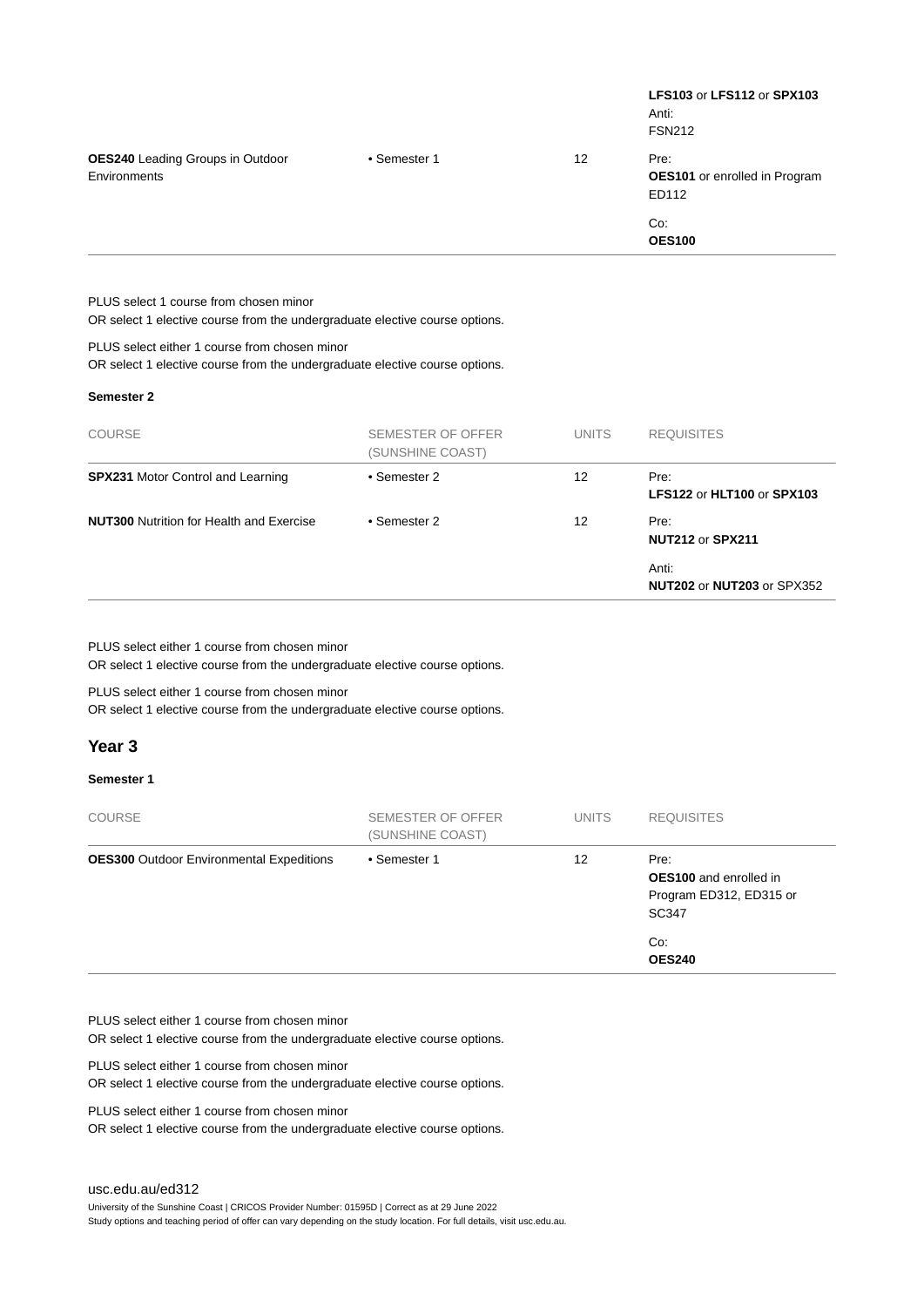| COURSE | SEMESTER OF OFFER (SUNSHINE COAST) | UNITS | REQUISITES |
|---|---|---|---|
| | | | **LFS103** or **LFS112** or **SPX103**<br>Anti:<br>FSN212 |
| **OES240** Leading Groups in Outdoor Environments | • Semester 1 | 12 | Pre:<br>**OES101** or enrolled in Program ED112<br>Co:<br>**OES100** |

PLUS select 1 course from chosen minor
OR select 1 elective course from the undergraduate elective course options.

PLUS select either 1 course from chosen minor
OR select 1 elective course from the undergraduate elective course options.

#### Semester 2

| COURSE | SEMESTER OF OFFER (SUNSHINE COAST) | UNITS | REQUISITES |
|---|---|---|---|
| **SPX231** Motor Control and Learning | • Semester 2 | 12 | Pre:<br>**LFS122** or **HLT100** or **SPX103** |
| **NUT300** Nutrition for Health and Exercise | • Semester 2 | 12 | Pre:<br>**NUT212** or **SPX211**<br>Anti:<br>**NUT202** or **NUT203** or SPX352 |

PLUS select either 1 course from chosen minor
OR select 1 elective course from the undergraduate elective course options.

PLUS select either 1 course from chosen minor
OR select 1 elective course from the undergraduate elective course options.

### Year 3

#### Semester 1

| COURSE | SEMESTER OF OFFER (SUNSHINE COAST) | UNITS | REQUISITES |
|---|---|---|---|
| **OES300** Outdoor Environmental Expeditions | • Semester 1 | 12 | Pre:<br>**OES100** and enrolled in Program ED312, ED315 or SC347<br>Co:<br>**OES240** |

PLUS select either 1 course from chosen minor
OR select 1 elective course from the undergraduate elective course options.

PLUS select either 1 course from chosen minor
OR select 1 elective course from the undergraduate elective course options.

PLUS select either 1 course from chosen minor
OR select 1 elective course from the undergraduate elective course options.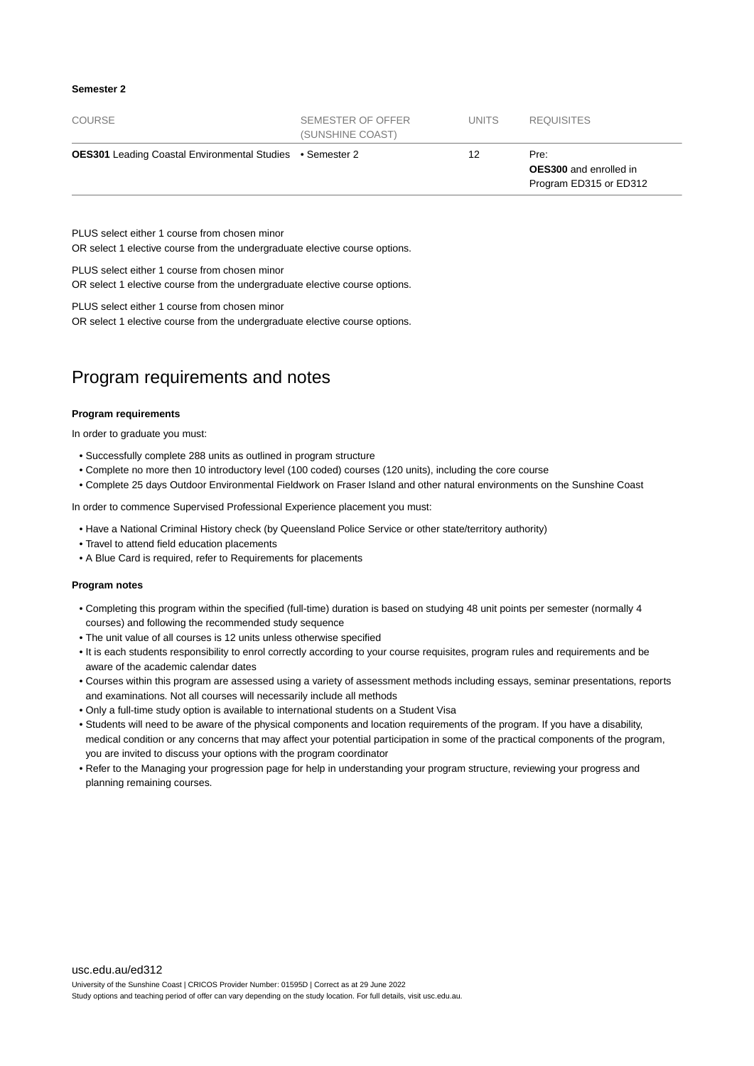**Semester 2**

| COURSE | SEMESTER OF OFFER (SUNSHINE COAST) | UNITS | REQUISITES |
| --- | --- | --- | --- |
| **OES301** Leading Coastal Environmental Studies | • Semester 2 | 12 | Pre: **OES300** and enrolled in Program ED315 or ED312 |

PLUS select either 1 course from chosen minor
OR select 1 elective course from the undergraduate elective course options.

PLUS select either 1 course from chosen minor
OR select 1 elective course from the undergraduate elective course options.

PLUS select either 1 course from chosen minor
OR select 1 elective course from the undergraduate elective course options.

## Program requirements and notes

**Program requirements**

In order to graduate you must:

- Successfully complete 288 units as outlined in program structure
- Complete no more then 10 introductory level (100 coded) courses (120 units), including the core course
- Complete 25 days Outdoor Environmental Fieldwork on Fraser Island and other natural environments on the Sunshine Coast

In order to commence Supervised Professional Experience placement you must:

- Have a National Criminal History check (by Queensland Police Service or other state/territory authority)
- Travel to attend field education placements
- A Blue Card is required, refer to Requirements for placements

**Program notes**

- Completing this program within the specified (full-time) duration is based on studying 48 unit points per semester (normally 4 courses) and following the recommended study sequence
- The unit value of all courses is 12 units unless otherwise specified
- It is each students responsibility to enrol correctly according to your course requisites, program rules and requirements and be aware of the academic calendar dates
- Courses within this program are assessed using a variety of assessment methods including essays, seminar presentations, reports and examinations. Not all courses will necessarily include all methods
- Only a full-time study option is available to international students on a Student Visa
- Students will need to be aware of the physical components and location requirements of the program. If you have a disability, medical condition or any concerns that may affect your potential participation in some of the practical components of the program, you are invited to discuss your options with the program coordinator
- Refer to the Managing your progression page for help in understanding your program structure, reviewing your progress and planning remaining courses.